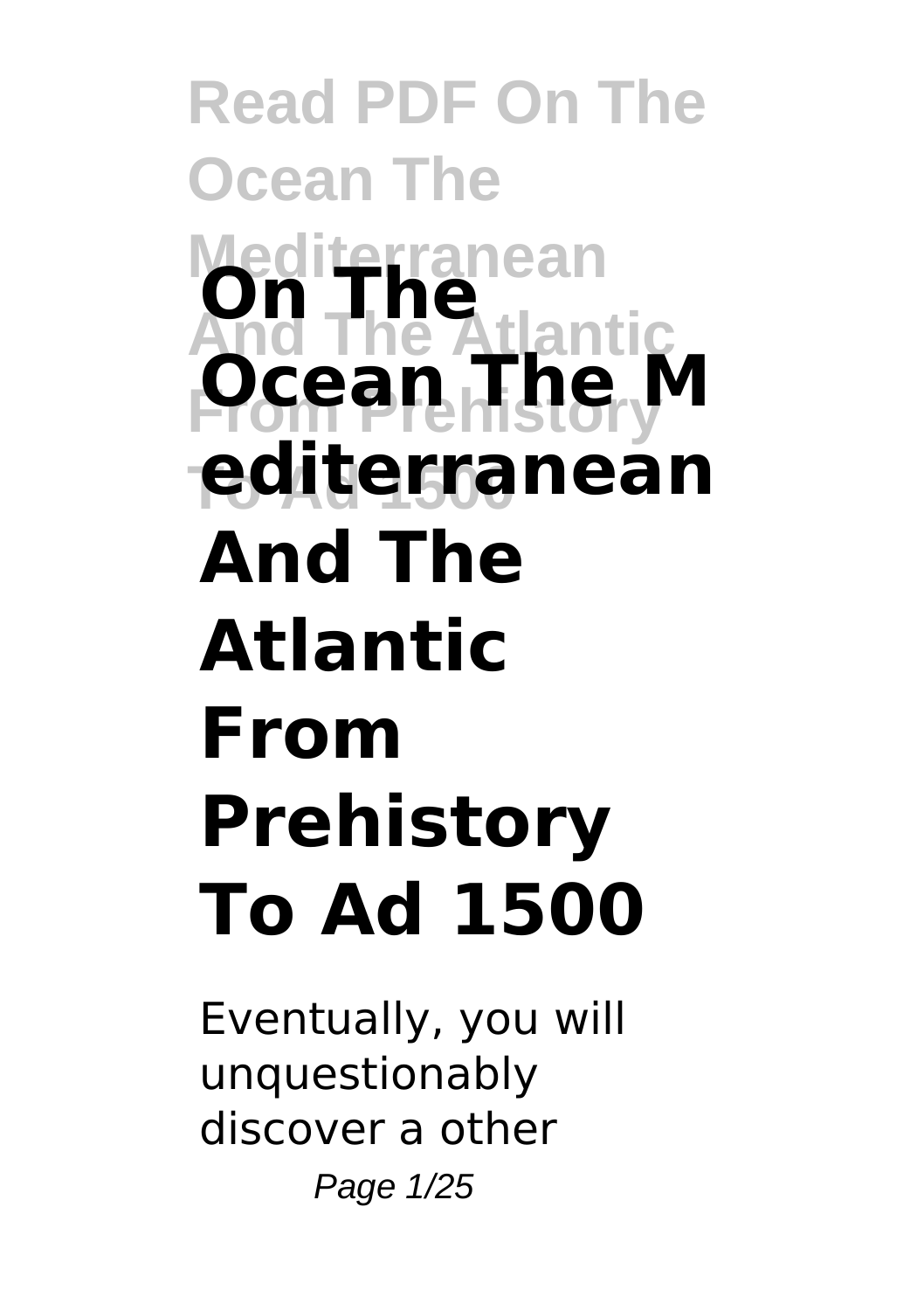# On The Ocean The Mediterranean And The Atlantic From Prehistory To Ad 1500

Eventually, you will unquestionably discover a other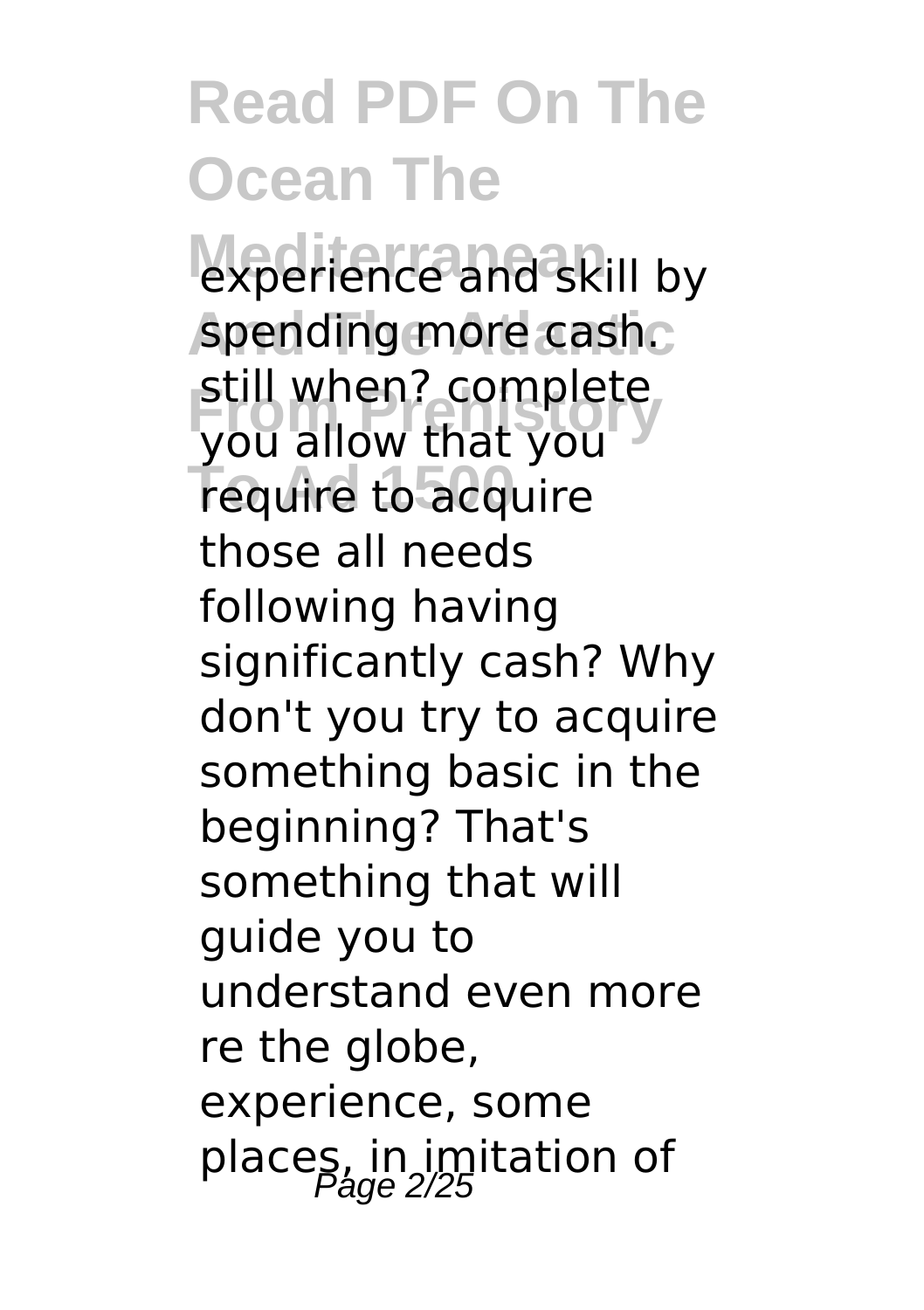experience and skill by spending more cash. still when? complete you allow that you require to acquire those all needs following having significantly cash? Why don't you try to acquire something basic in the beginning? That's something that will guide you to understand even more re the globe, experience, some places, in imitation of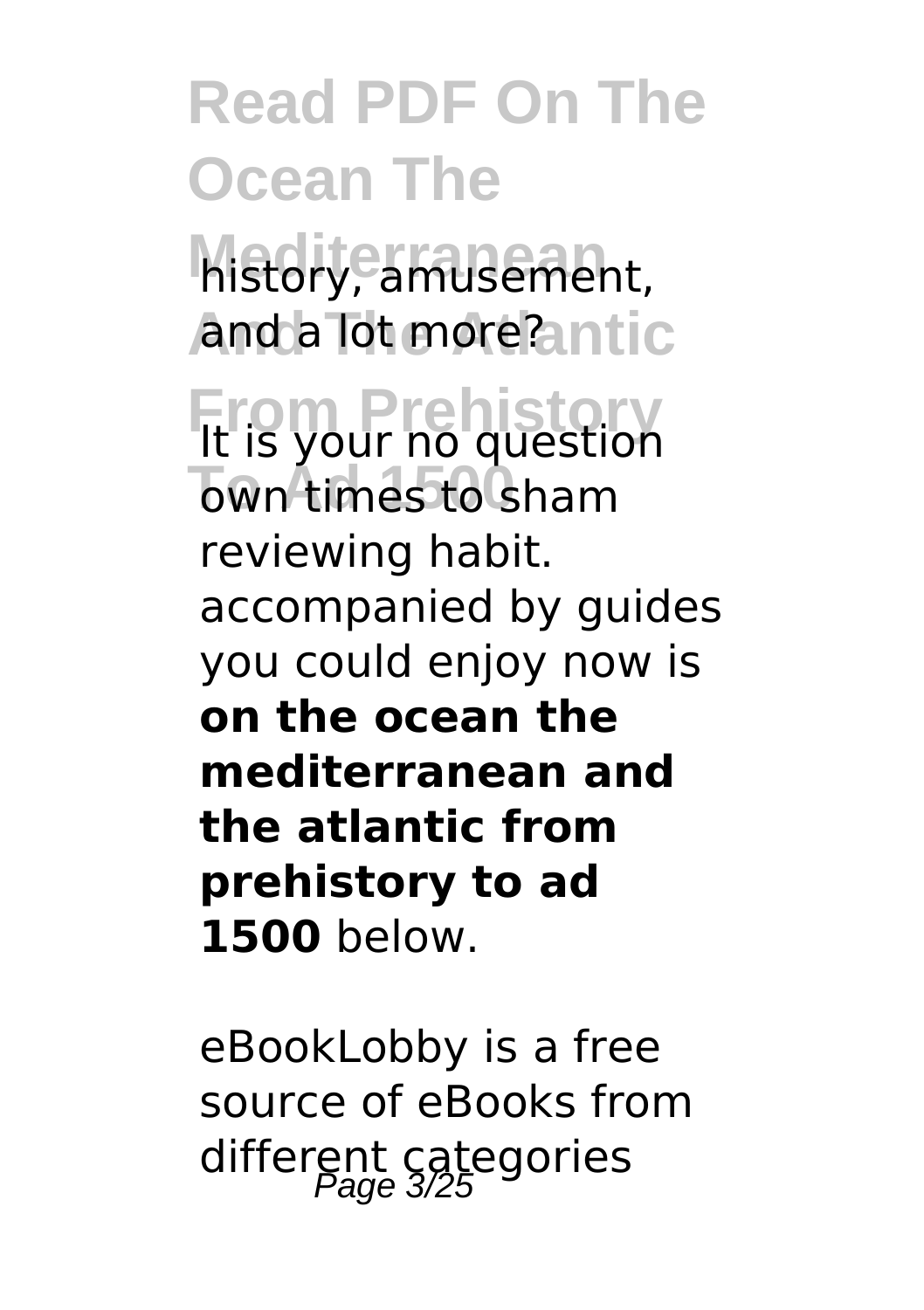history, amusement, and a lot more?

It is your no question own times to sham reviewing habit. accompanied by guides you could enjoy now is **on the ocean the mediterranean and the atlantic from prehistory to ad 1500** below.

eBookLobby is a free source of eBooks from different categories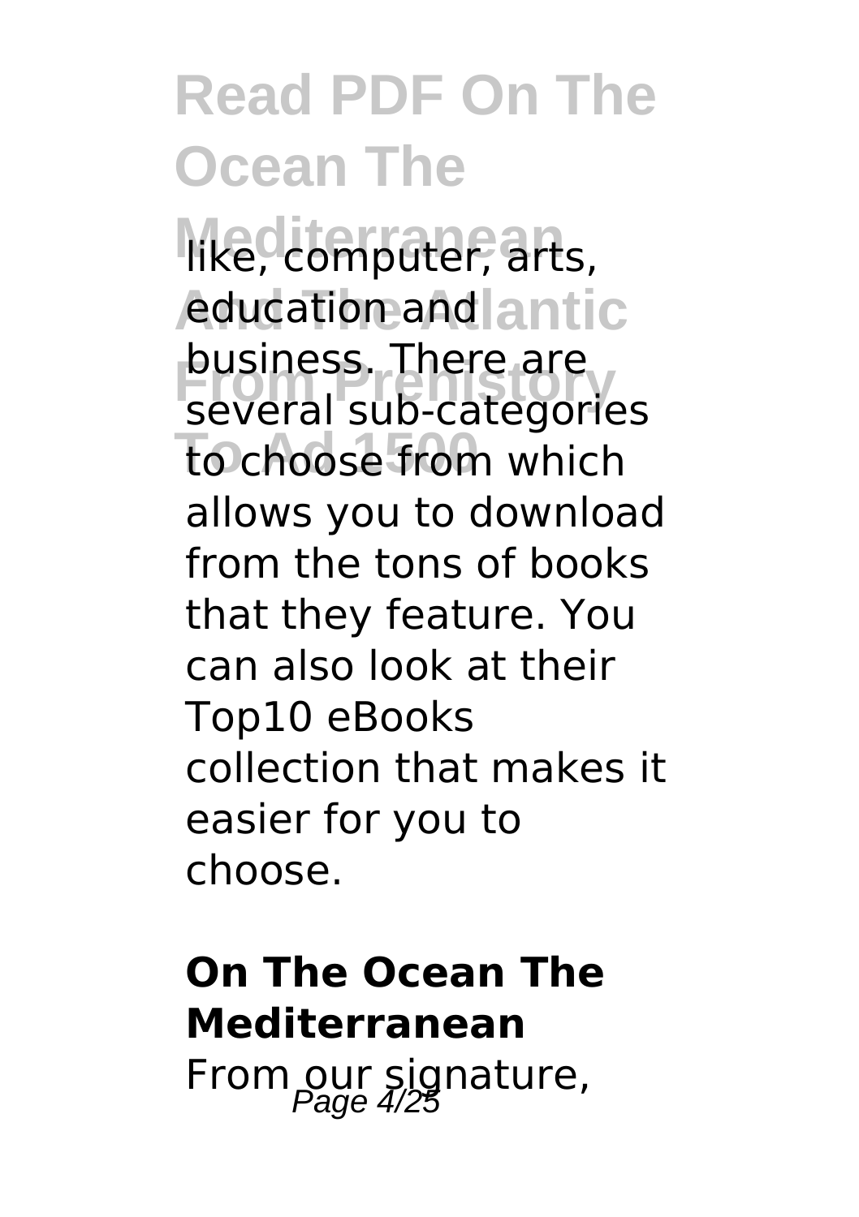like, computer, arts, education and business. There are several sub-categories to choose from which allows you to download from the tons of books that they feature. You can also look at their Top10 eBooks collection that makes it easier for you to choose.

## On The Ocean The Mediterranean

From our signature,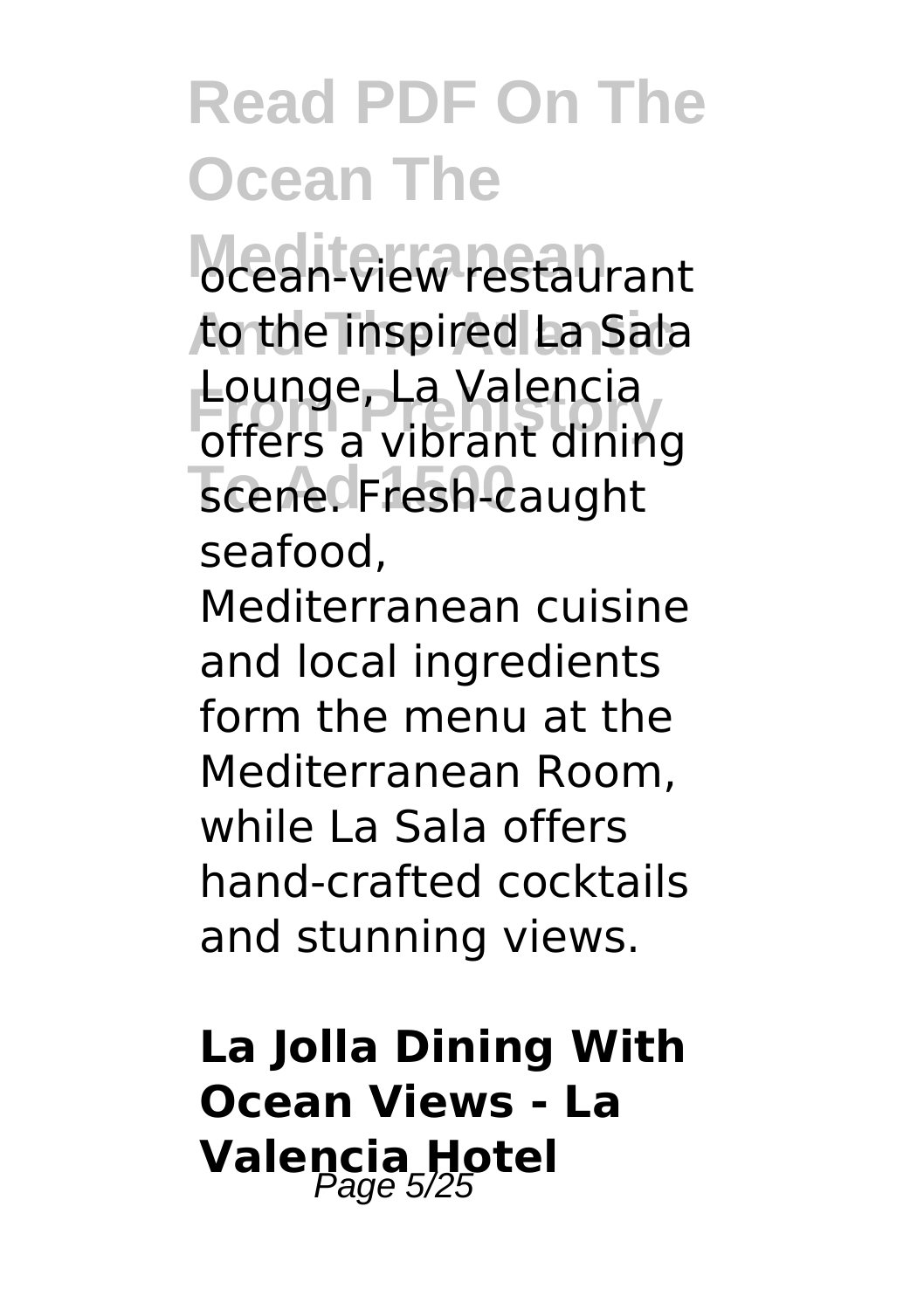ocean-view restaurant to the inspired La Sala Lounge, La Valencia offers a vibrant dining scene. Fresh-caught seafood, Mediterranean cuisine and local ingredients form the menu at the Mediterranean Room, while La Sala offers hand-crafted cocktails and stunning views.

**La Jolla Dining With Ocean Views - La Valencia Hotel**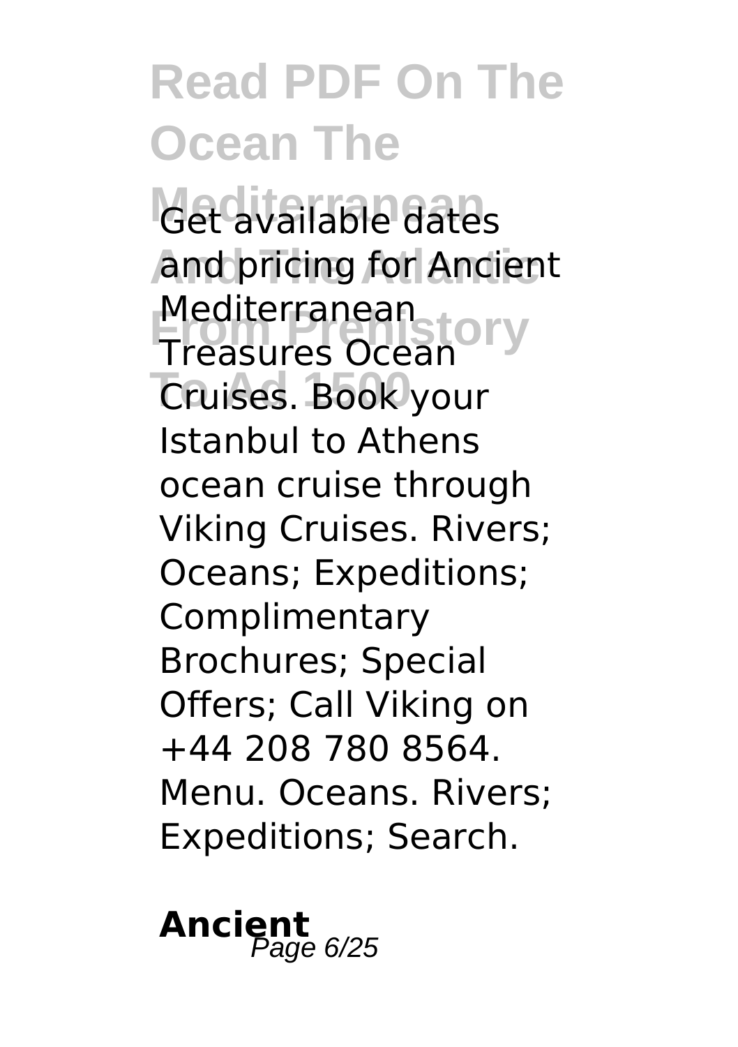Get available dates and pricing for Ancient Mediterranean Treasures Ocean Cruises. Book your Istanbul to Athens ocean cruise through Viking Cruises. Rivers; Oceans; Expeditions; Complimentary Brochures; Special Offers; Call Viking on +44 208 780 8564. Menu. Oceans. Rivers; Expeditions; Search.

**Ancient**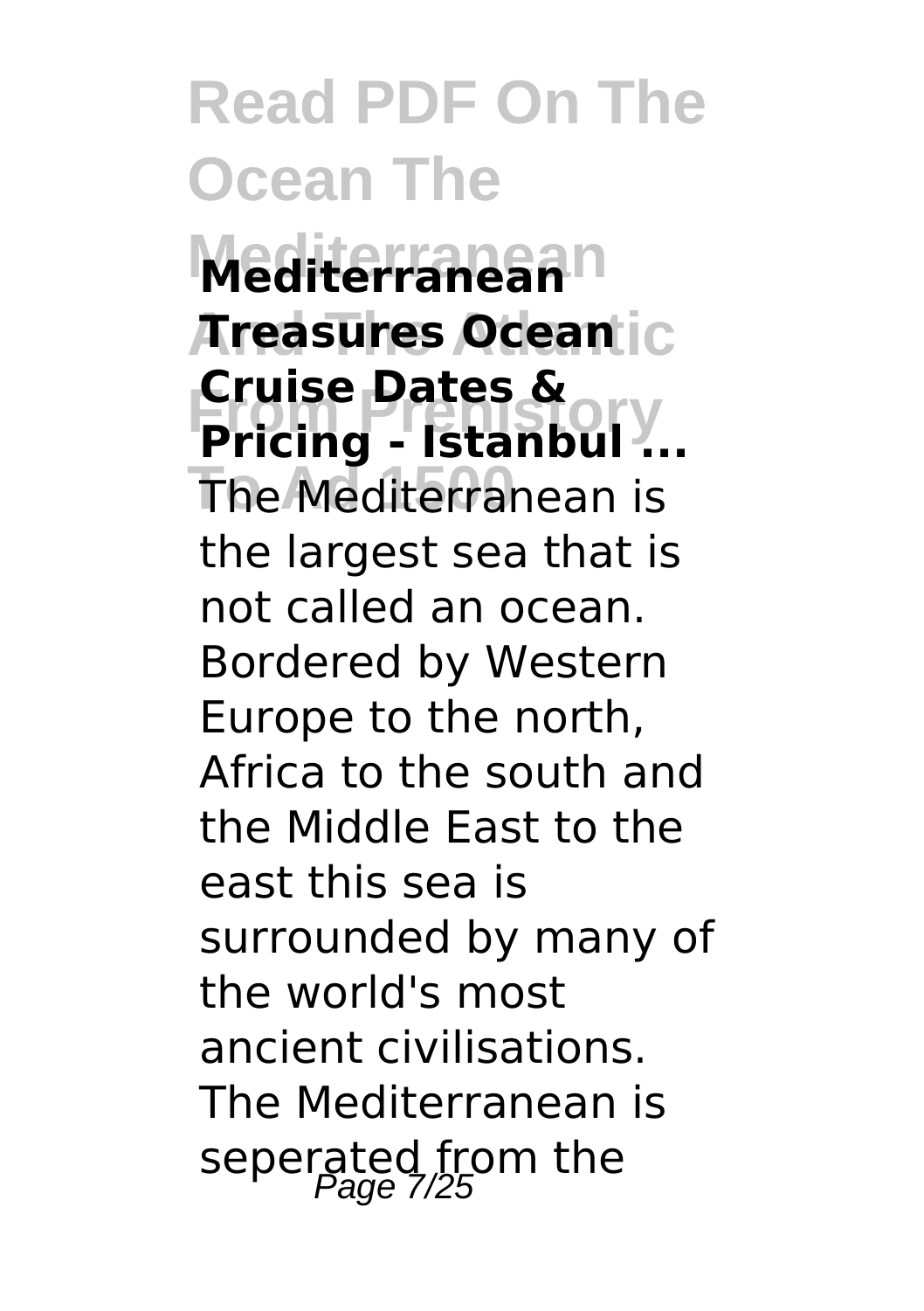# Read PDF On The Ocean The Mediterranean And The Atlantic From Prehistory To Ad 1500

**Mediterranean Treasures Ocean Cruise Dates & Pricing - Istanbul ...**

The Mediterranean is the largest sea that is not called an ocean. Bordered by Western Europe to the north, Africa to the south and the Middle East to the east this sea is surrounded by many of the world's most ancient civilisations. The Mediterranean is seperated from the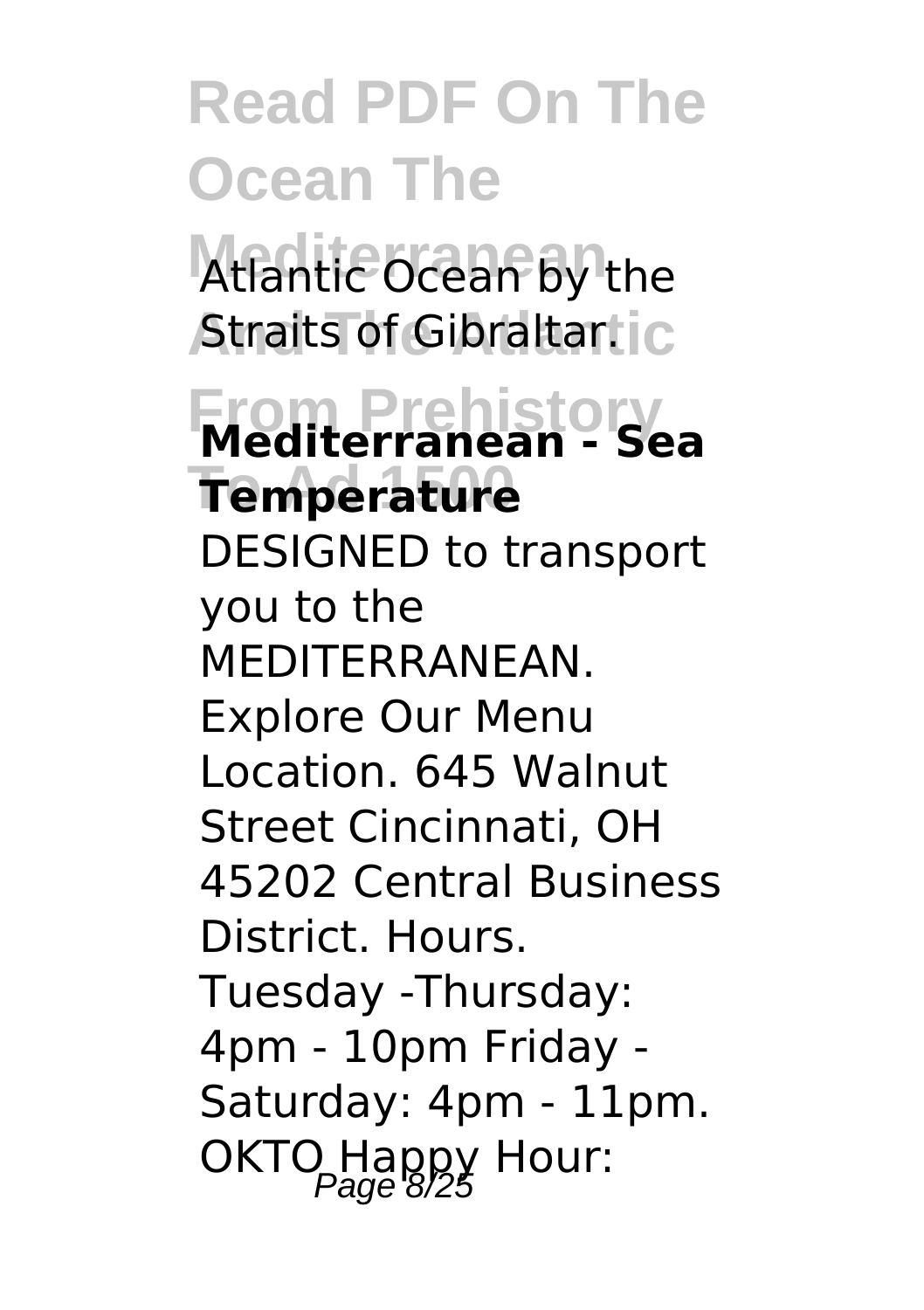Atlantic Ocean by the Straits of Gibraltar.

**Mediterranean - Sea Temperature**

DESIGNED to transport you to the MEDITERRANEAN. Explore Our Menu Location. 645 Walnut Street Cincinnati, OH 45202 Central Business District. Hours. Tuesday -Thursday: 4pm - 10pm Friday - Saturday: 4pm - 11pm. OKTO Happy Hour: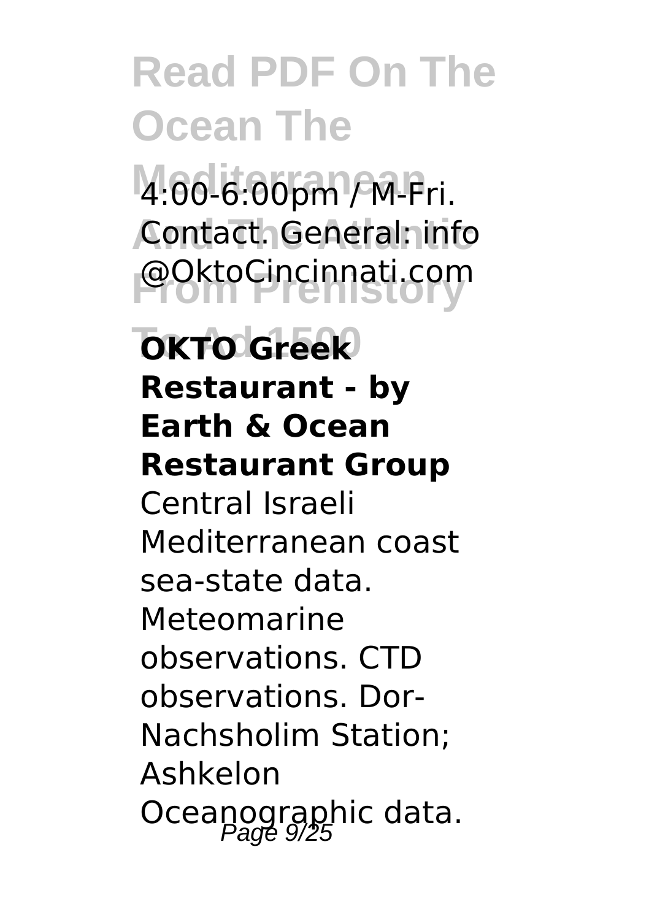4:00-6:00pm / M-Fri. Contact. General: info @OktoCincinnati.com

**OKTO Greek Restaurant - by Earth & Ocean Restaurant Group**

Central Israeli Mediterranean coast sea-state data. Meteomarine observations. CTD observations. Dor-Nachsholim Station; Ashkelon Oceanographic data.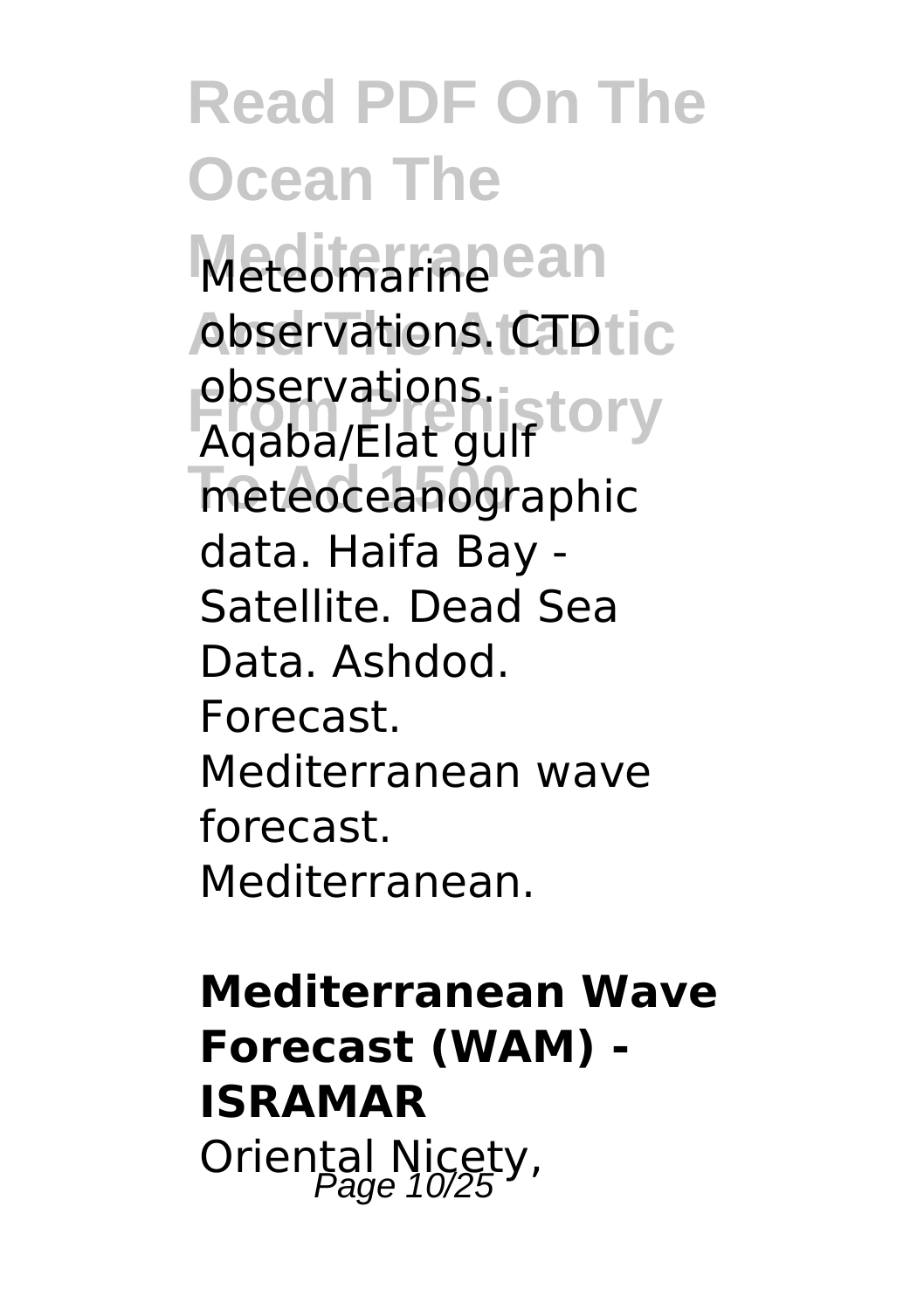Meteomarine observations. CTD observations. Aqaba/Elat gulf meteoceanographic data. Haifa Bay - Satellite. Dead Sea Data. Ashdod. Forecast. Mediterranean wave forecast. Mediterranean.

**Mediterranean Wave Forecast (WAM) - ISRAMAR**

Oriental Nicety,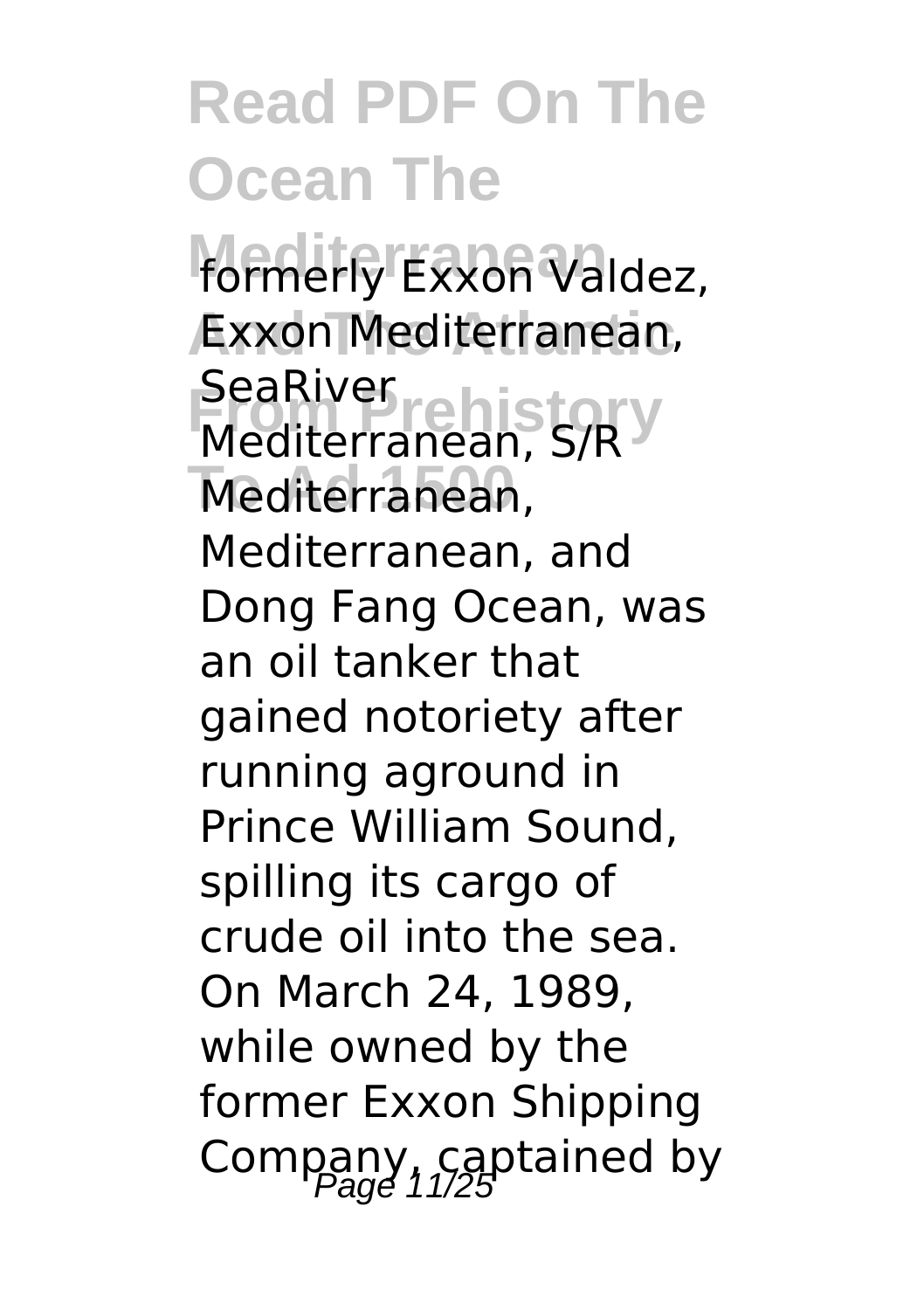formerly Exxon Valdez, Exxon Mediterranean, SeaRiver Mediterranean, S/R Mediterranean, Mediterranean, and Dong Fang Ocean, was an oil tanker that gained notoriety after running aground in Prince William Sound, spilling its cargo of crude oil into the sea. On March 24, 1989, while owned by the former Exxon Shipping Company, captained by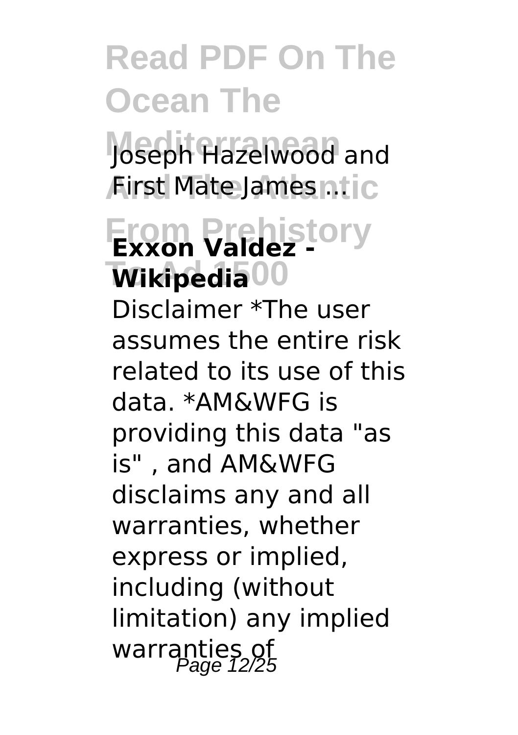Joseph Hazelwood and First Mate James ...

**Exxon Valdez - Wikipedia**

Disclaimer *The user assumes the entire risk related to its use of this data. *AM&WFG is providing this data "as is" , and AM&WFG disclaims any and all warranties, whether express or implied, including (without limitation) any implied warranties of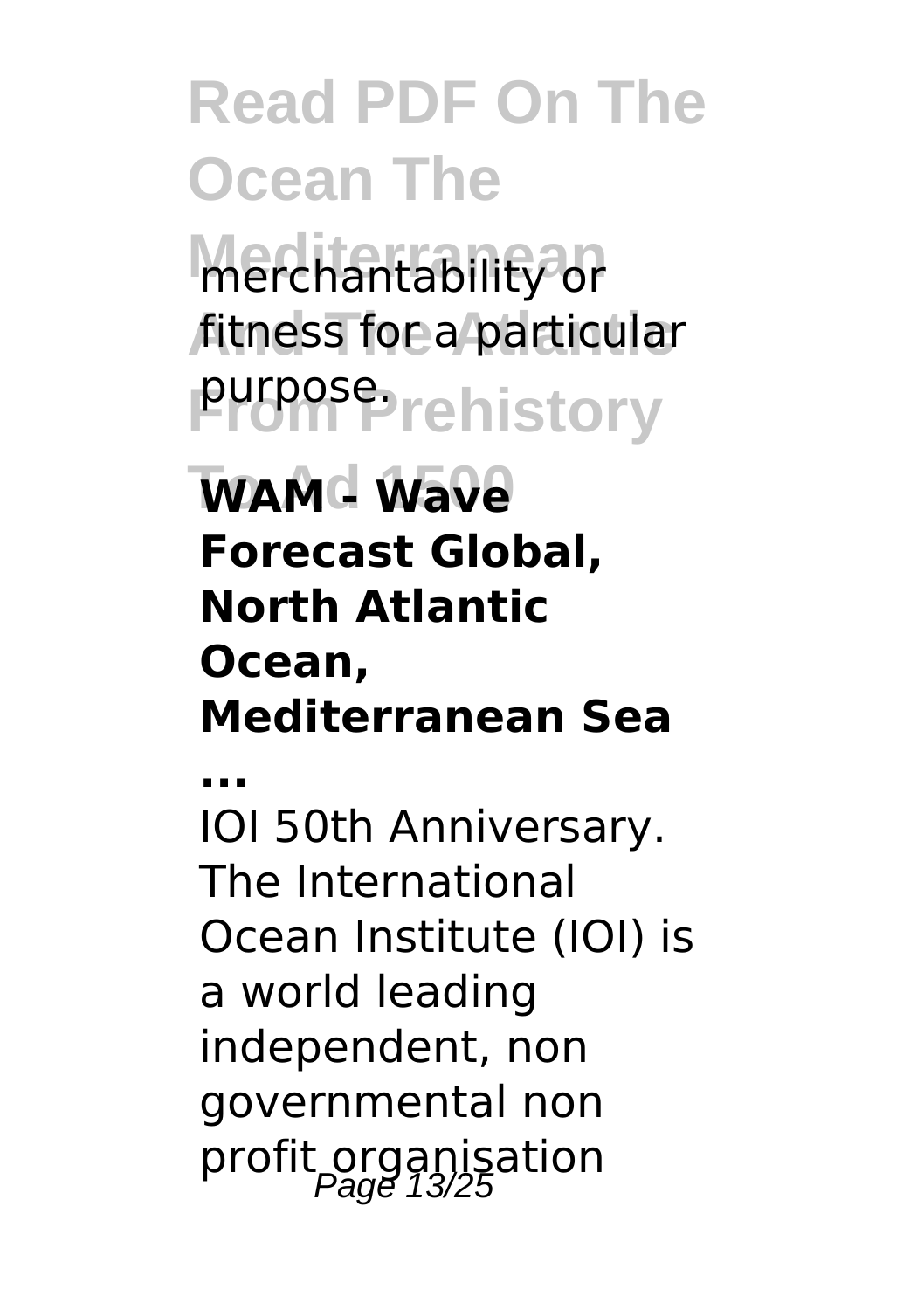merchantability or fitness for a particular purpose.

**WAM - Wave Forecast Global, North Atlantic Ocean, Mediterranean Sea ...**

IOI 50th Anniversary. The International Ocean Institute (IOI) is a world leading independent, non governmental non profit organisation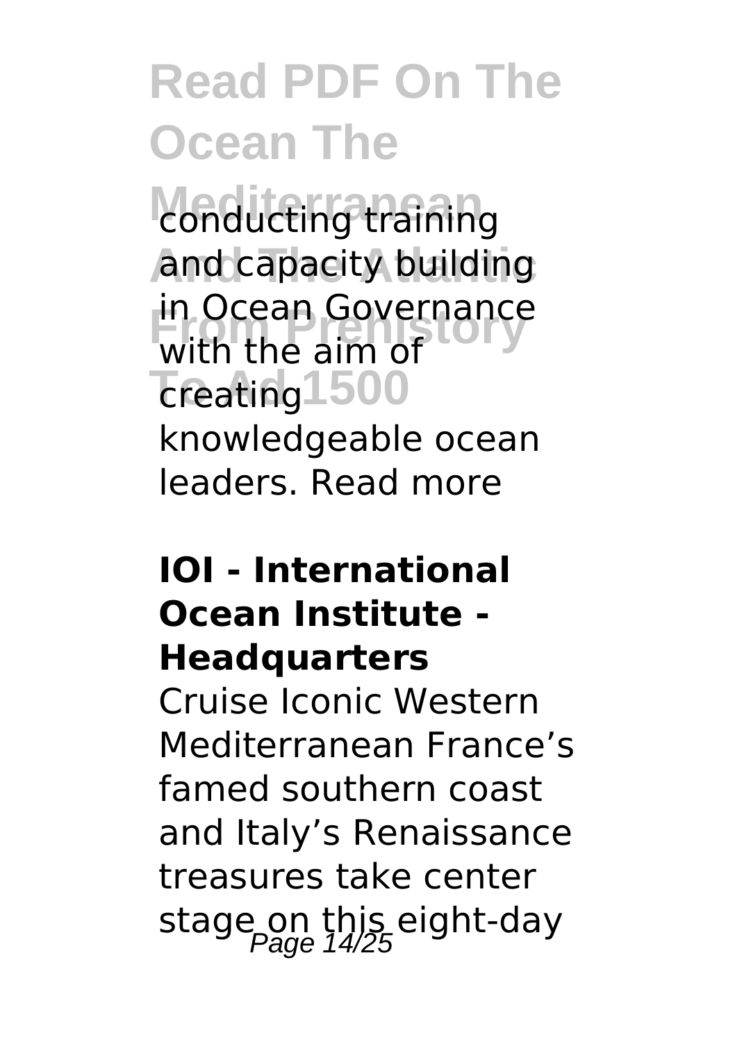conducting training and capacity building in Ocean Governance with the aim of creating knowledgeable ocean leaders. Read more

**IOI - International Ocean Institute - Headquarters**

Cruise Iconic Western Mediterranean France's famed southern coast and Italy's Renaissance treasures take center stage on this eight-day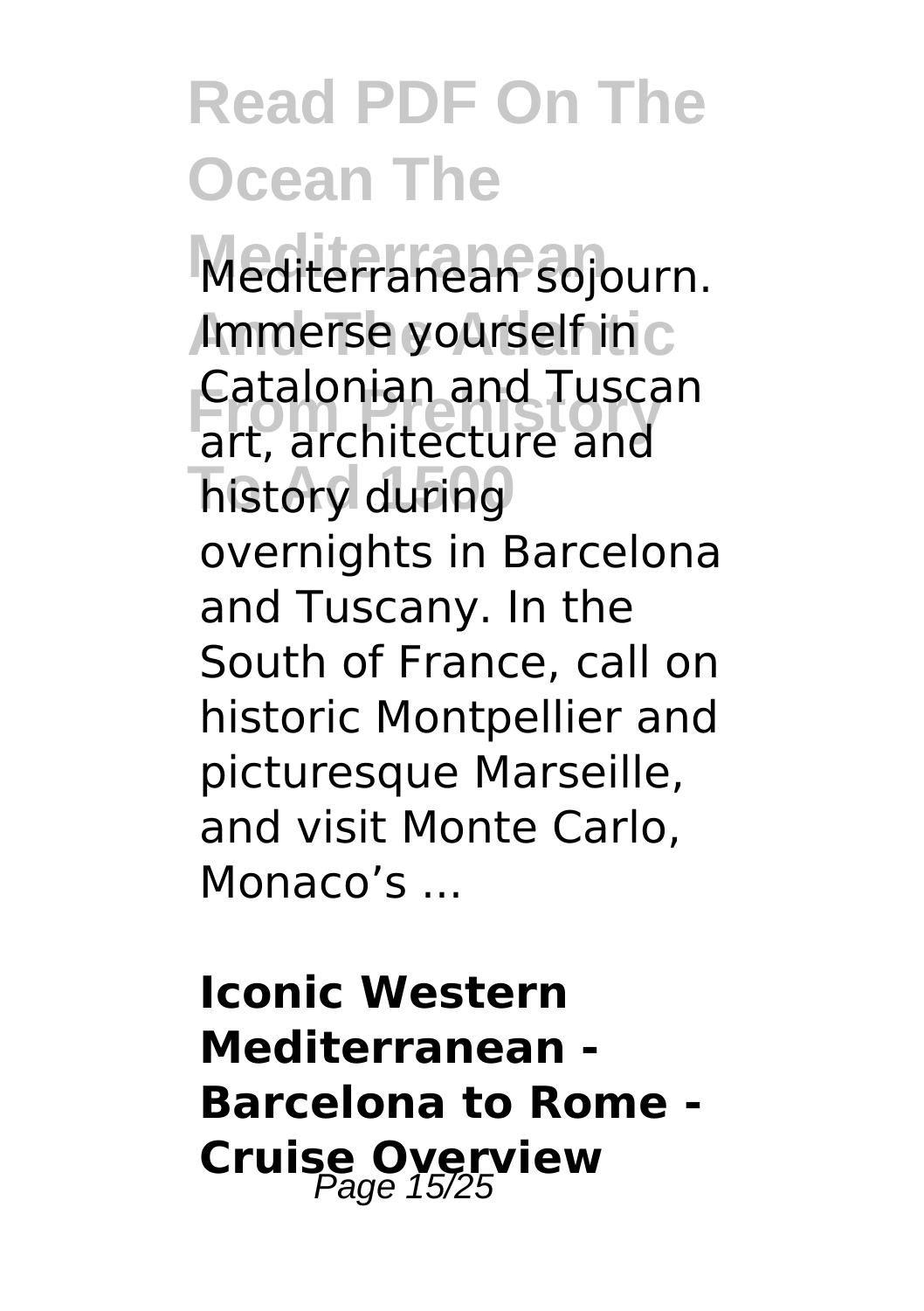Mediterranean sojourn. Immerse yourself in Catalonian and Tuscan art, architecture and history during overnights in Barcelona and Tuscany. In the South of France, call on historic Montpellier and picturesque Marseille, and visit Monte Carlo, Monaco's ...

**Iconic Western Mediterranean - Barcelona to Rome - Cruise Overview**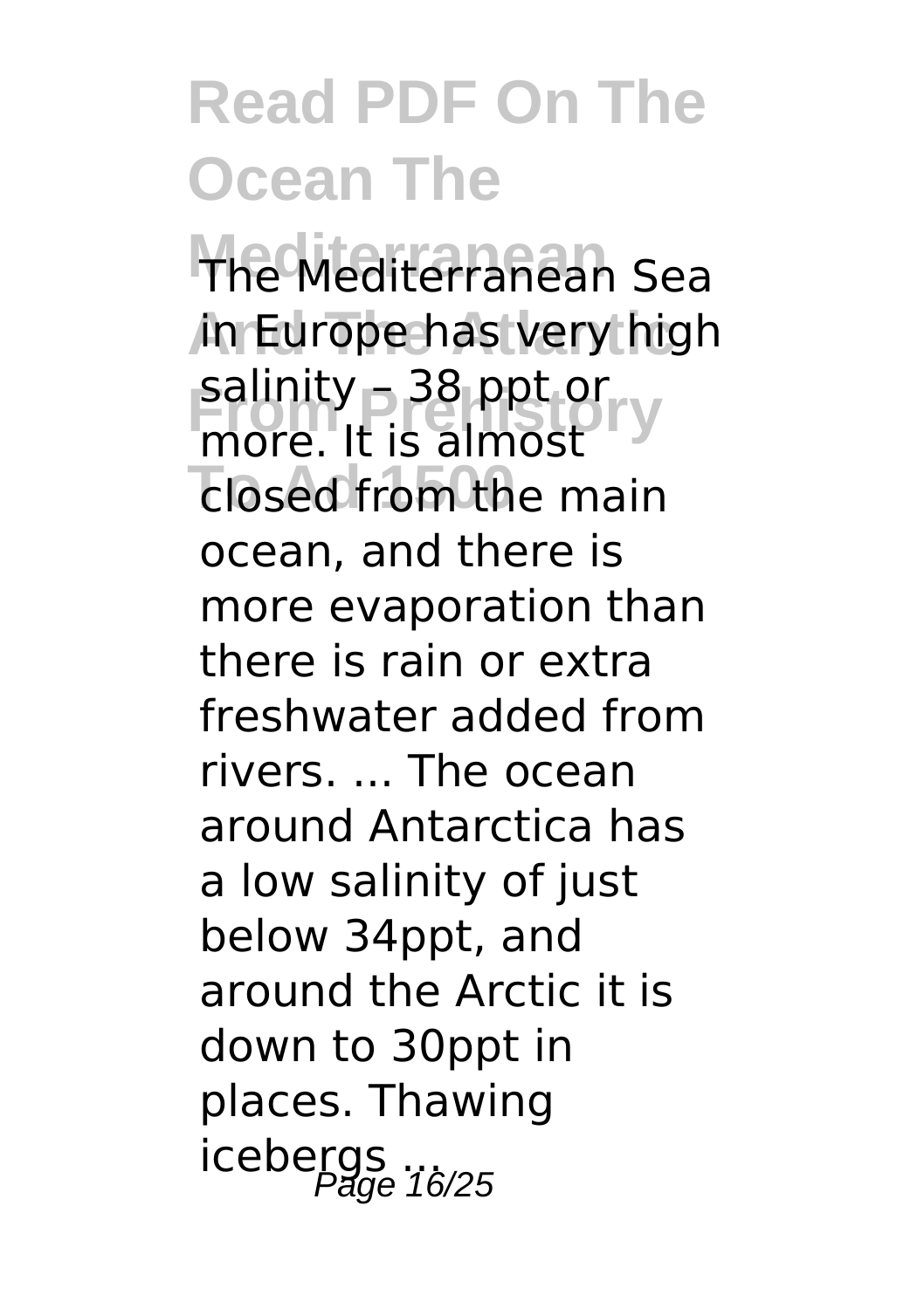# Read PDF On The Ocean The Mediterranean And The Atlantic From Prehistory To Ad 1500

The Mediterranean Sea in Europe has very high salinity – 38 ppt or more. It is almost closed from the main ocean, and there is more evaporation than there is rain or extra freshwater added from rivers. ... The ocean around Antarctica has a low salinity of just below 34ppt, and around the Arctic it is down to 30ppt in places. Thawing icebergs ...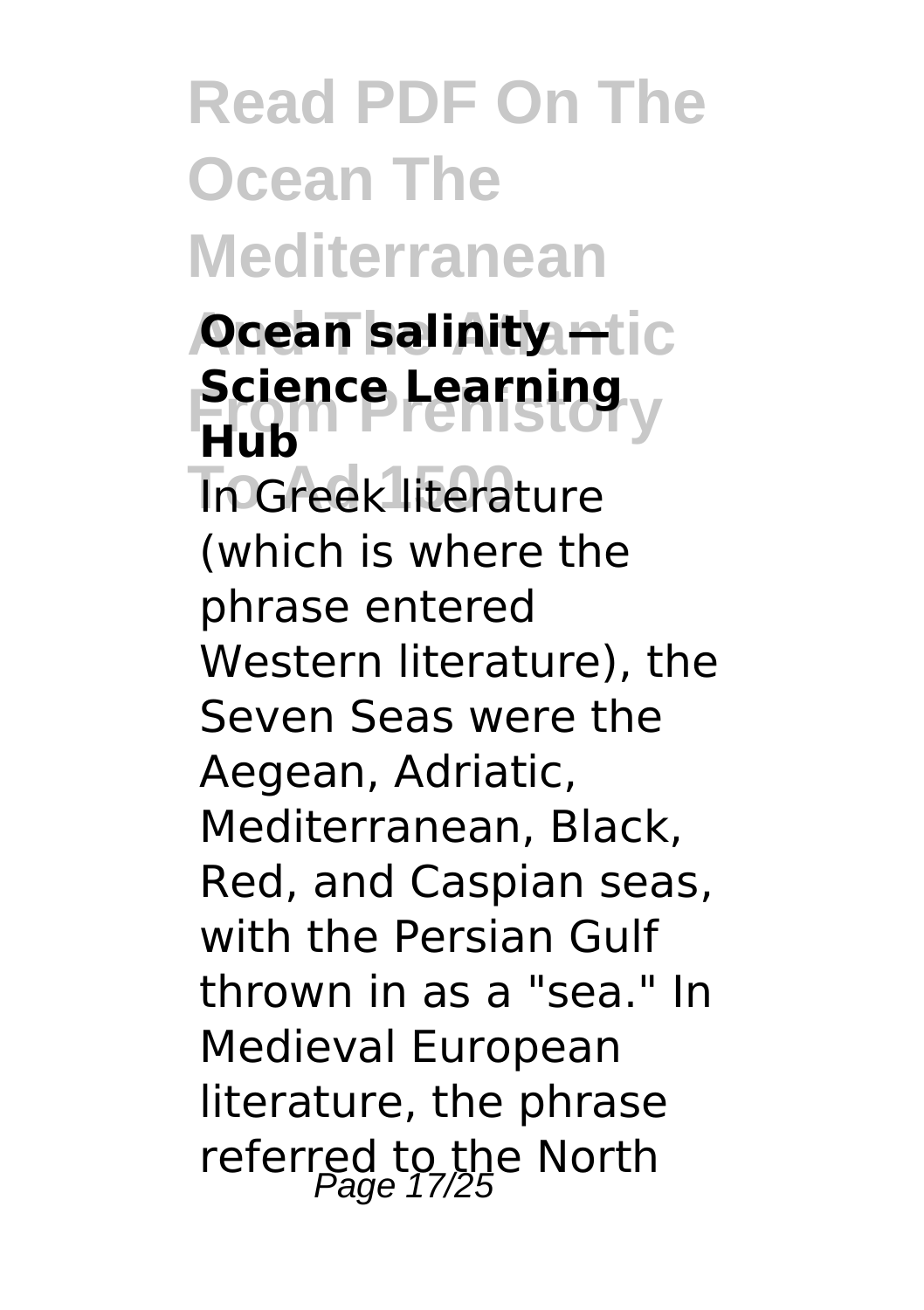### Ocean salinity — Science Learning Hub

In Greek literature (which is where the phrase entered Western literature), the Seven Seas were the Aegean, Adriatic, Mediterranean, Black, Red, and Caspian seas, with the Persian Gulf thrown in as a "sea." In Medieval European literature, the phrase referred to the North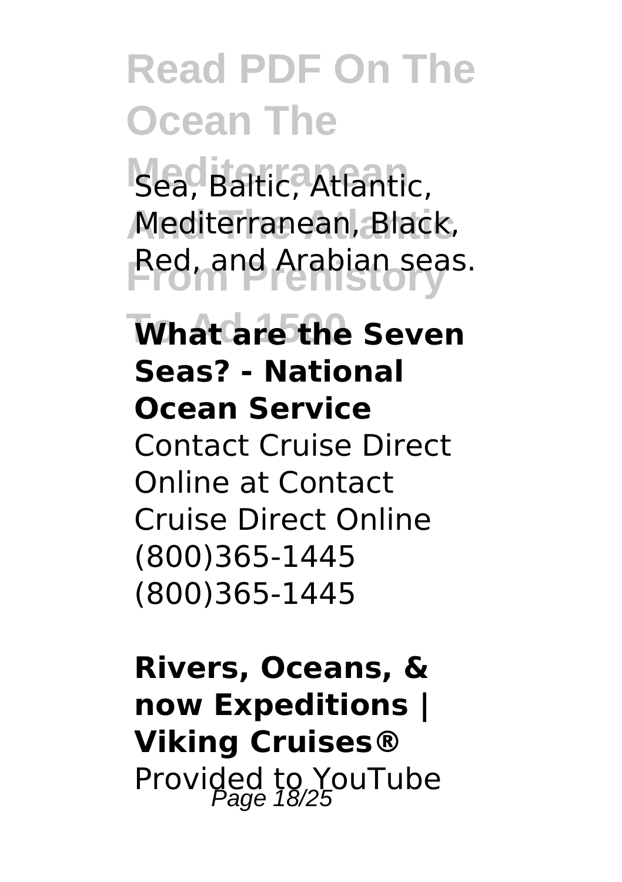Sea, Baltic, Atlantic, Mediterranean, Black, Red, and Arabian seas.

**What are the Seven Seas? - National Ocean Service**

Contact Cruise Direct Online at Contact Cruise Direct Online (800)365-1445 (800)365-1445

**Rivers, Oceans, & now Expeditions | Viking Cruises®**

Provided to YouTube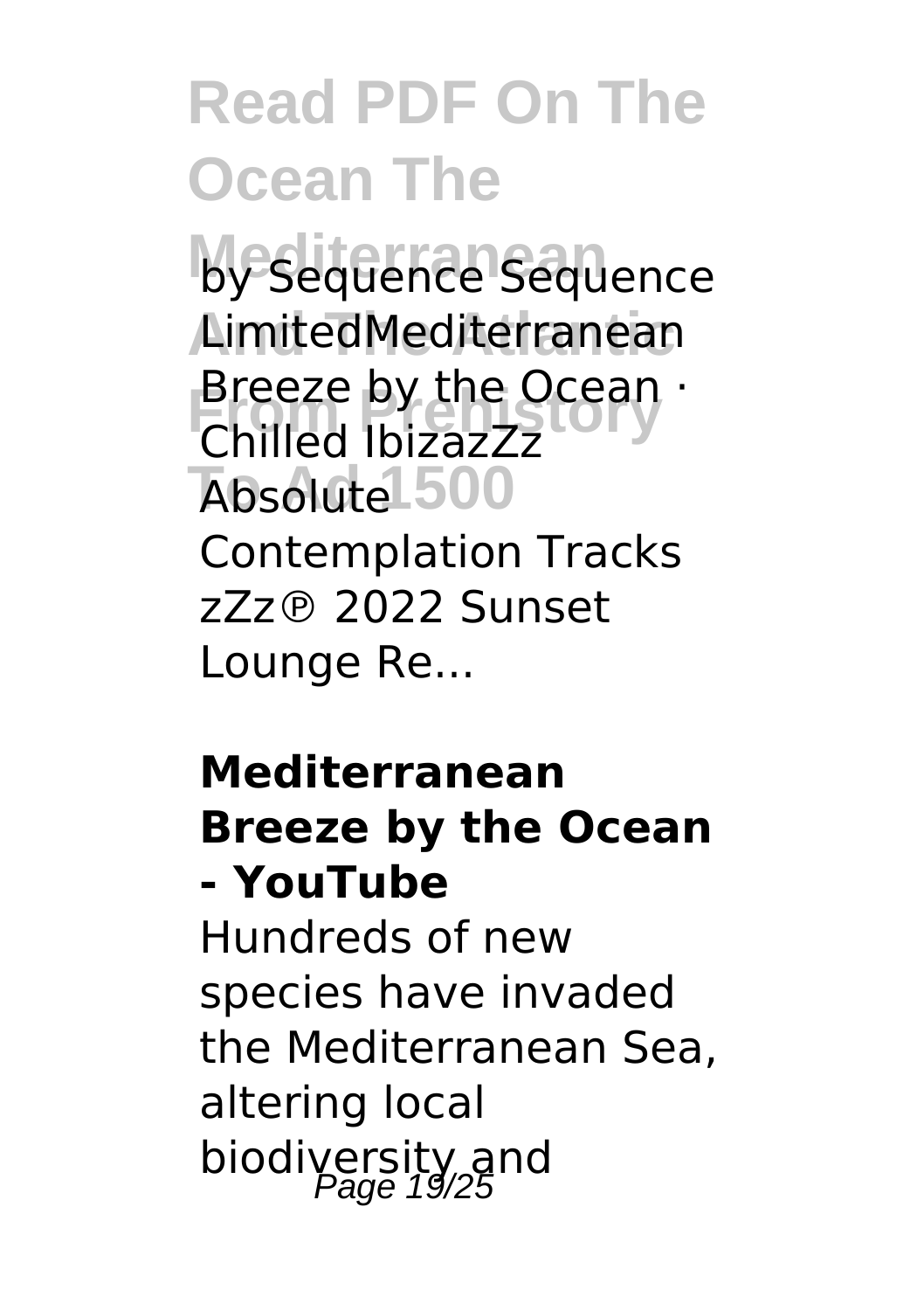by Sequence Sequence LimitedMediterranean Breeze by the Ocean · Chilled IbizazZz Absolute Contemplation Tracks zZz℗ 2022 Sunset Lounge Re...

**Mediterranean Breeze by the Ocean - YouTube**

Hundreds of new species have invaded the Mediterranean Sea, altering local biodiversity and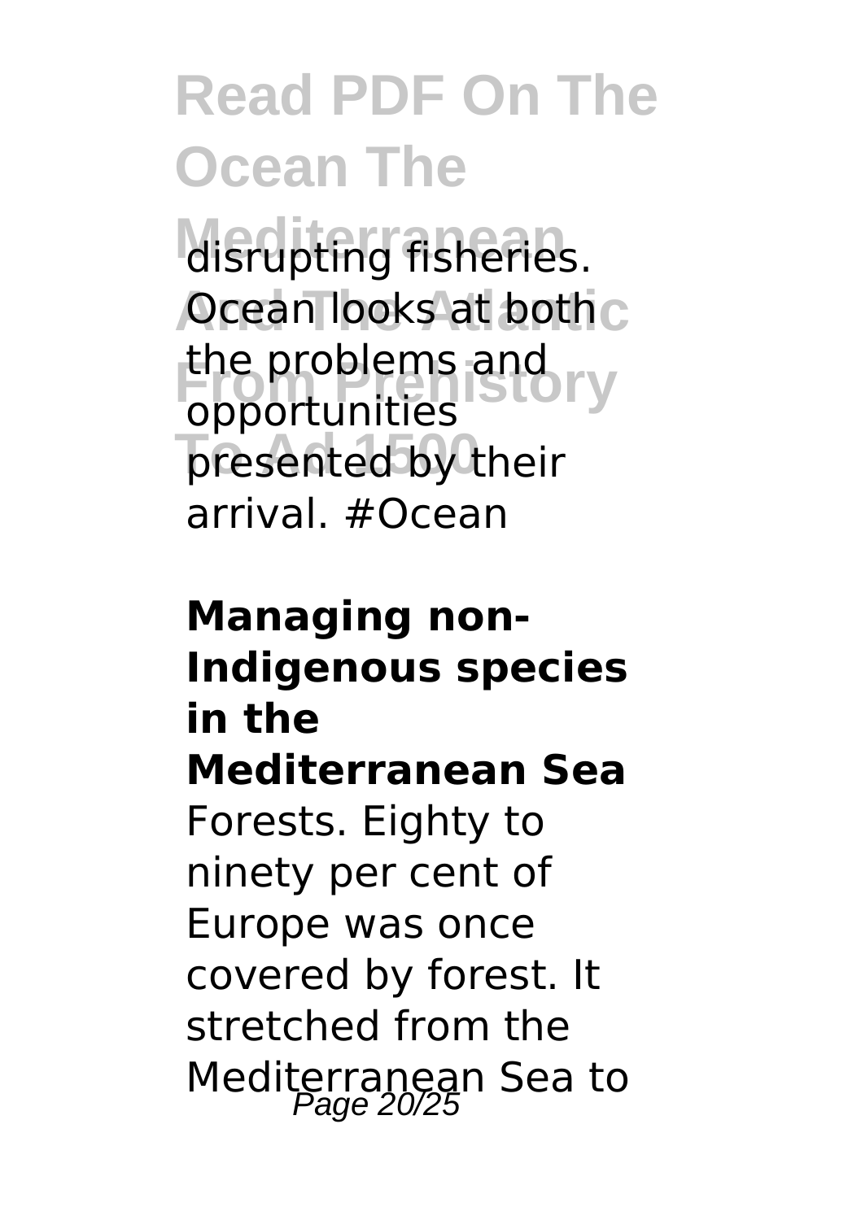disrupting fisheries. Ocean looks at both the problems and opportunities presented by their arrival. #Ocean

**Managing non-Indigenous species in the Mediterranean Sea**

Forests. Eighty to ninety per cent of Europe was once covered by forest. It stretched from the Mediterranean Sea to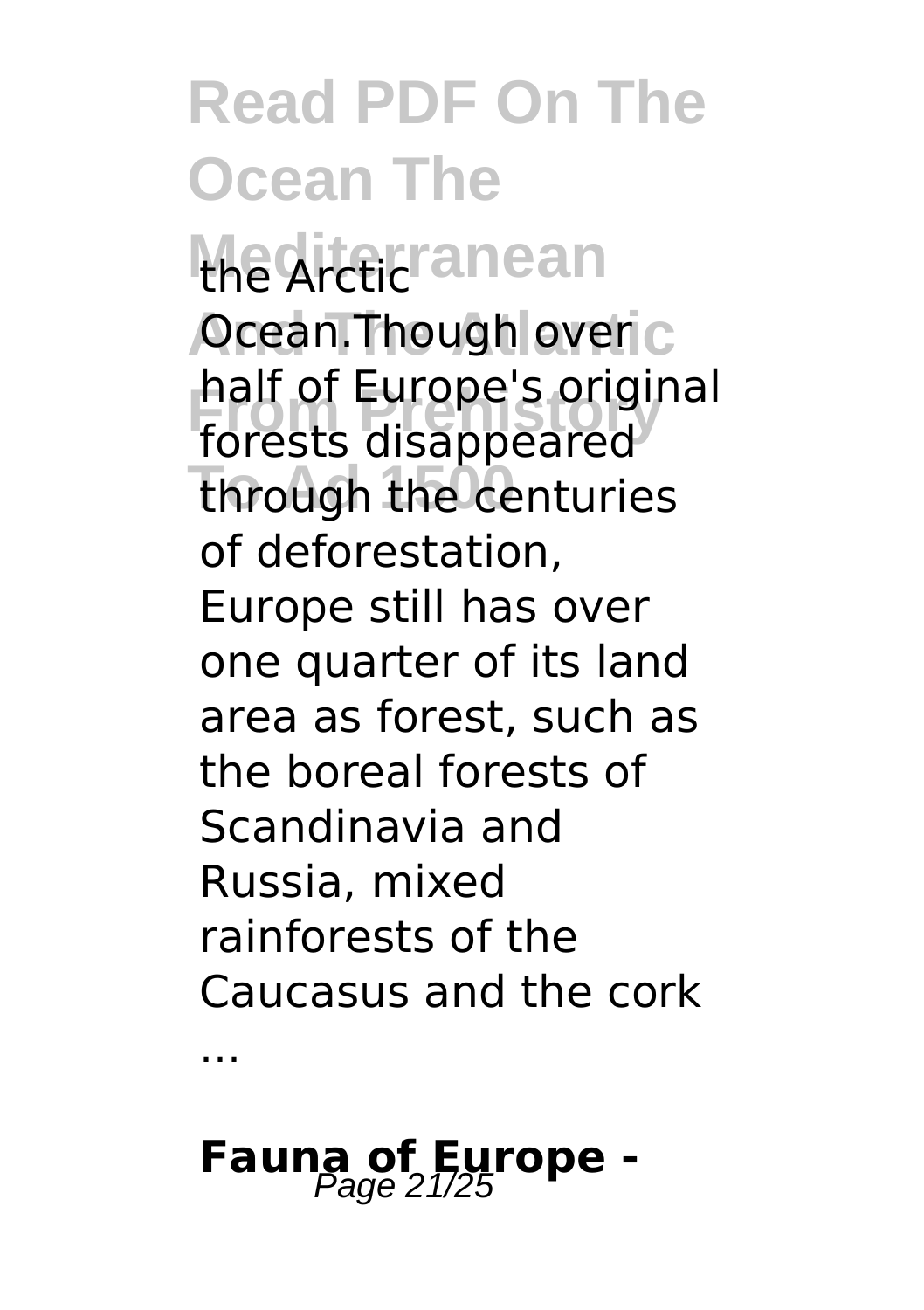the Arctic Ocean.Though over half of Europe's original forests disappeared through the centuries of deforestation, Europe still has over one quarter of its land area as forest, such as the boreal forests of Scandinavia and Russia, mixed rainforests of the Caucasus and the cork ...

## Fauna of Europe -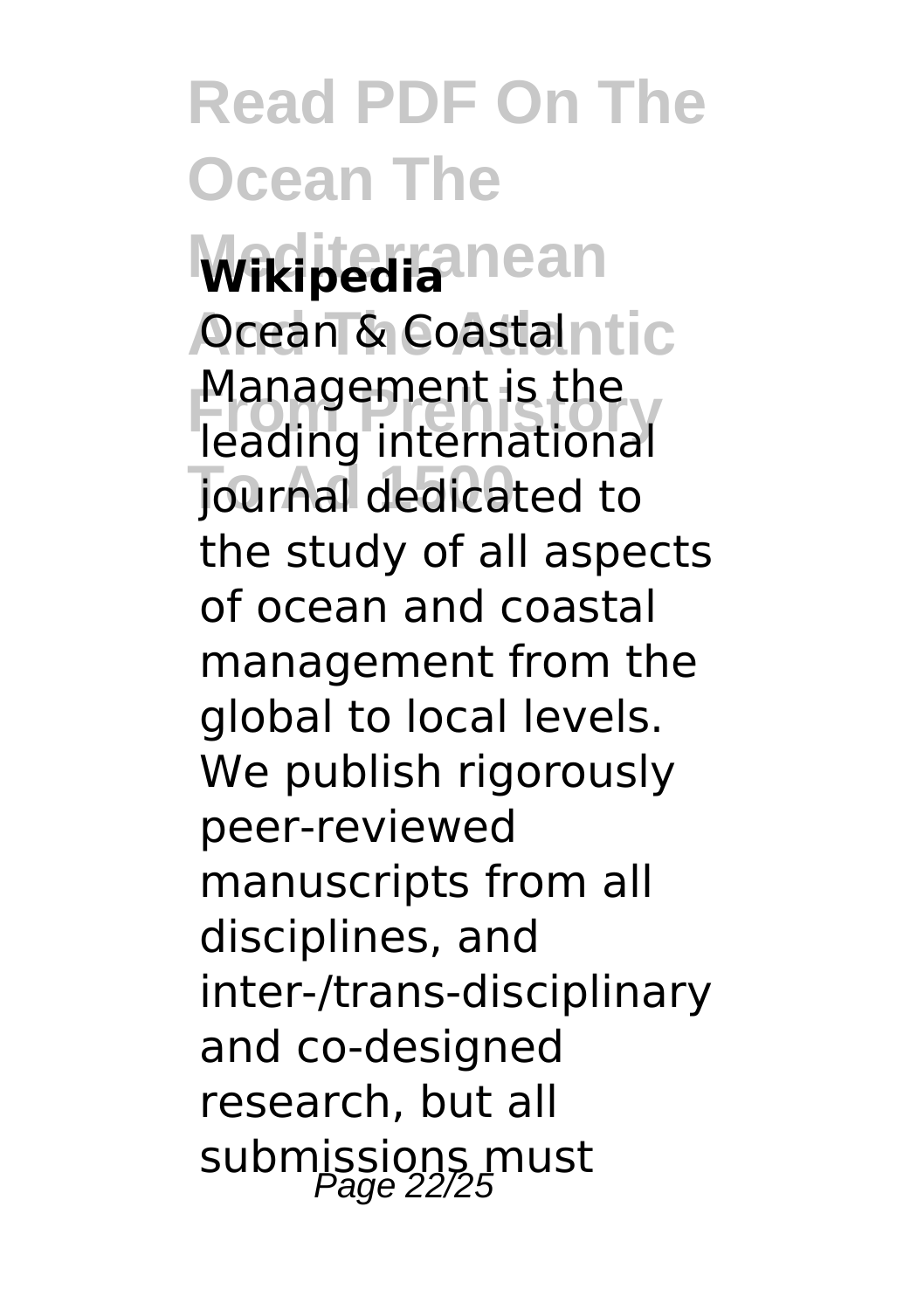**Wikipedia**

Ocean & Coastal Management is the leading international journal dedicated to the study of all aspects of ocean and coastal management from the global to local levels. We publish rigorously peer-reviewed manuscripts from all disciplines, and inter-/trans-disciplinary and co-designed research, but all submissions must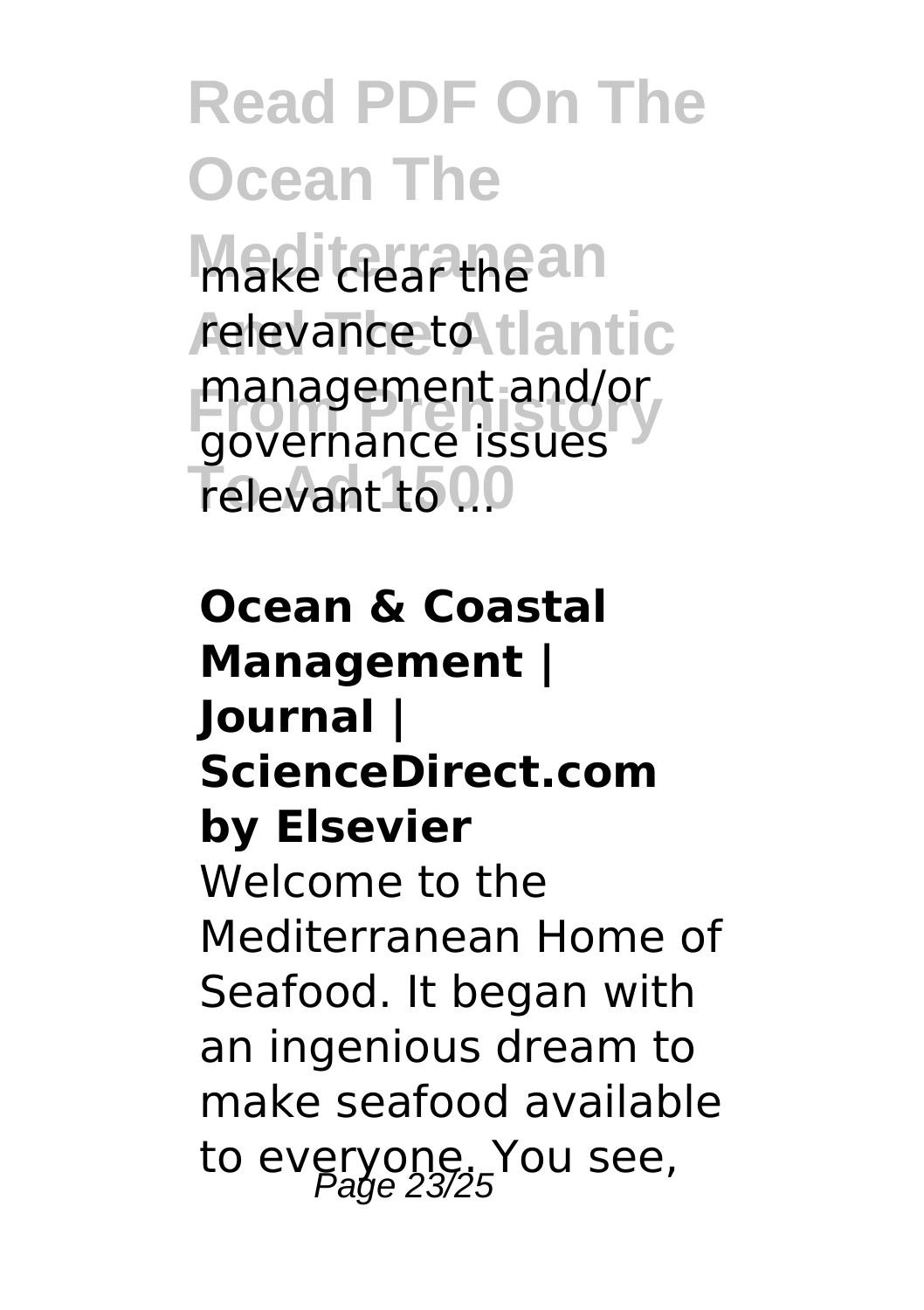make clear the relevance to management and/or governance issues relevant to ...

**Ocean & Coastal Management | Journal | ScienceDirect.com by Elsevier**

Welcome to the Mediterranean Home of Seafood. It began with an ingenious dream to make seafood available to everyone. You see,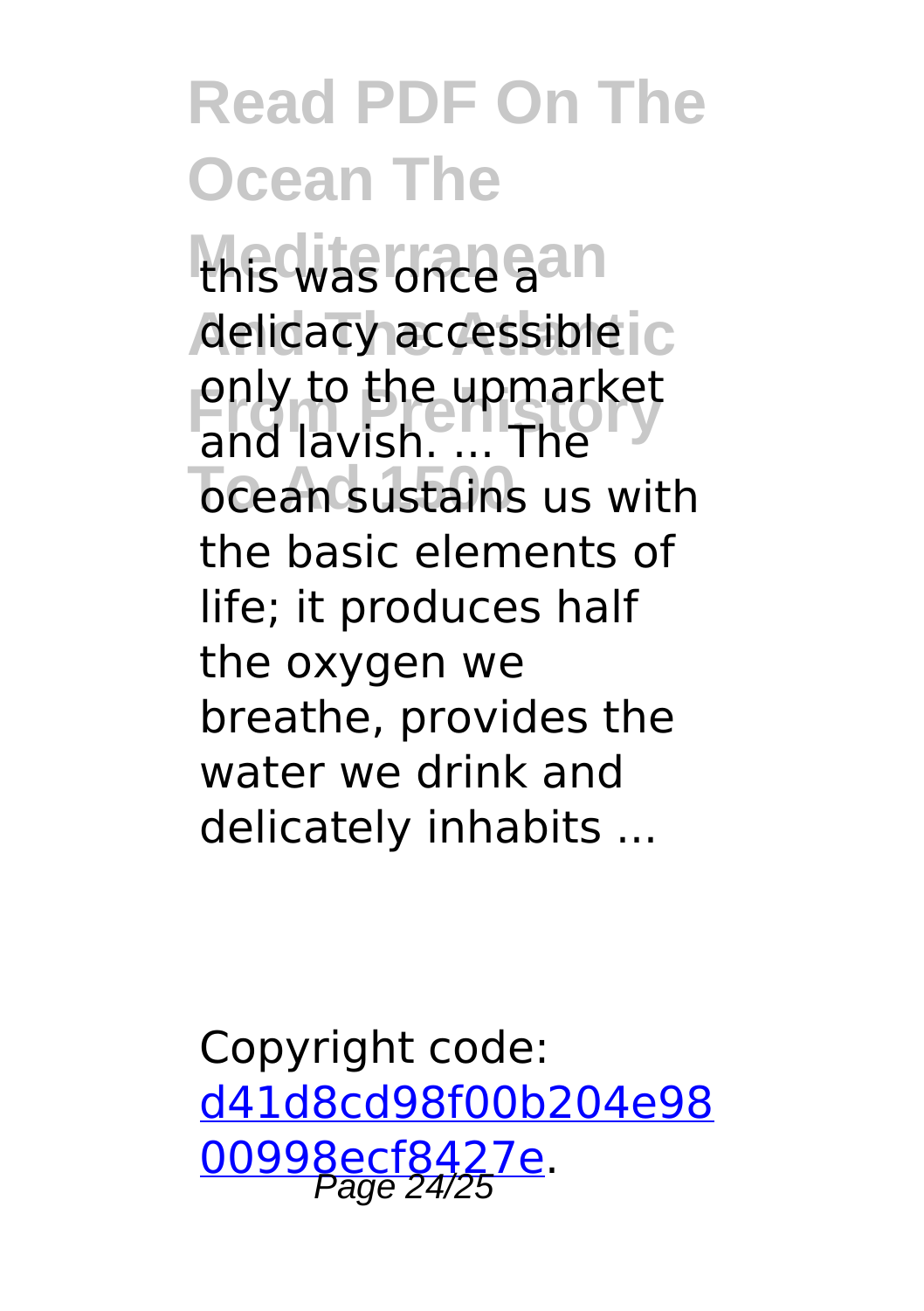this was once a delicacy accessible only to the upmarket and lavish. ... The ocean sustains us with the basic elements of life; it produces half the oxygen we breathe, provides the water we drink and delicately inhabits ...

Copyright code: [d41d8cd98f00b204e9800998ecf8427e](d41d8cd98f00b204e9800998ecf8427e).